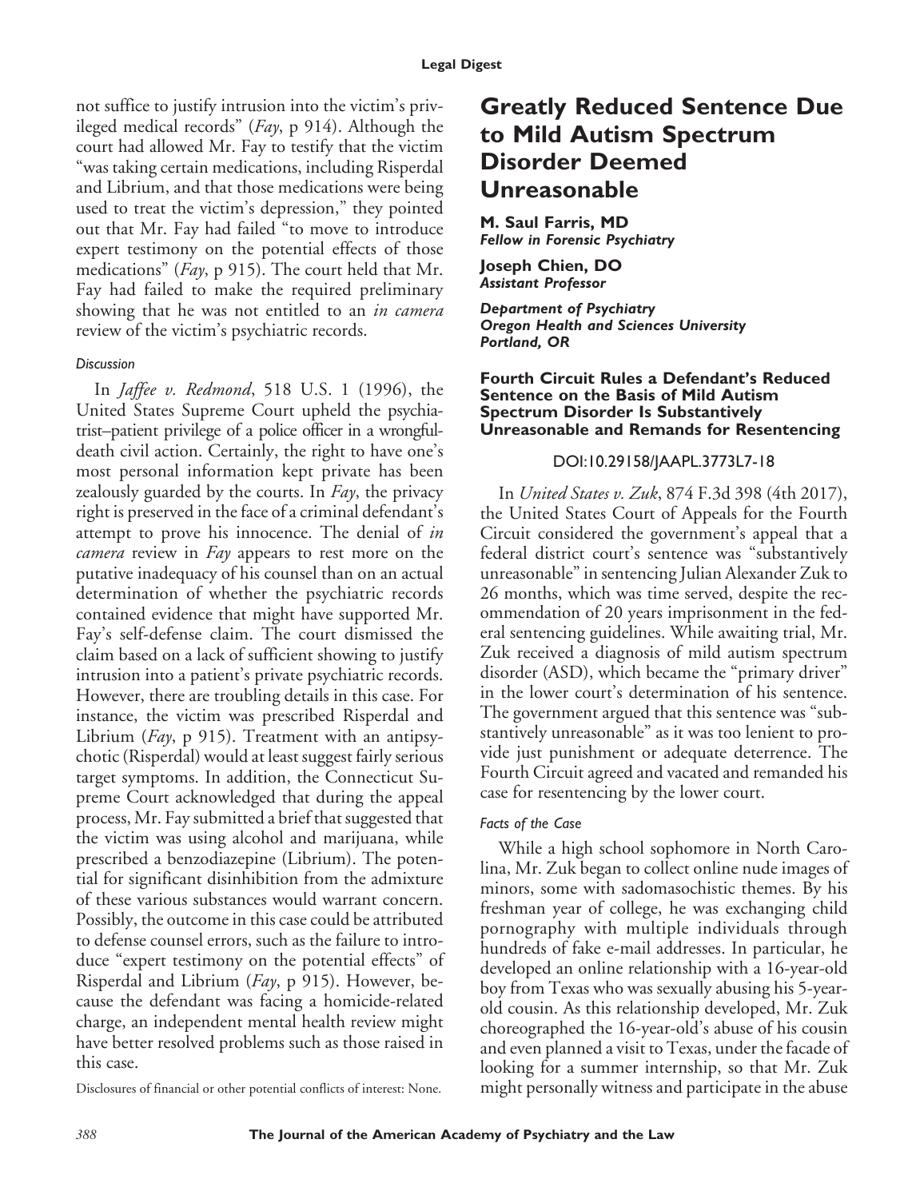not suffice to justify intrusion into the victim's privileged medical records" (*Fay*, p 914). Although the court had allowed Mr. Fay to testify that the victim "was taking certain medications, including Risperdal and Librium, and that those medications were being used to treat the victim's depression," they pointed out that Mr. Fay had failed "to move to introduce expert testimony on the potential effects of those medications" (*Fay*, p 915). The court held that Mr. Fay had failed to make the required preliminary showing that he was not entitled to an *in camera* review of the victim's psychiatric records.

### Discussion

In *Jaffee v. Redmond*, 518 U.S. 1 (1996), the United States Supreme Court upheld the psychiatrist–patient privilege of a police officer in a wrongful-death civil action. Certainly, the right to have one's most personal information kept private has been zealously guarded by the courts. In *Fay*, the privacy right is preserved in the face of a criminal defendant's attempt to prove his innocence. The denial of *in camera* review in *Fay* appears to rest more on the putative inadequacy of his counsel than on an actual determination of whether the psychiatric records contained evidence that might have supported Mr. Fay's self-defense claim. The court dismissed the claim based on a lack of sufficient showing to justify intrusion into a patient's private psychiatric records. However, there are troubling details in this case. For instance, the victim was prescribed Risperdal and Librium (*Fay*, p 915). Treatment with an antipsychotic (Risperdal) would at least suggest fairly serious target symptoms. In addition, the Connecticut Supreme Court acknowledged that during the appeal process, Mr. Fay submitted a brief that suggested that the victim was using alcohol and marijuana, while prescribed a benzodiazepine (Librium). The potential for significant disinhibition from the admixture of these various substances would warrant concern. Possibly, the outcome in this case could be attributed to defense counsel errors, such as the failure to introduce "expert testimony on the potential effects" of Risperdal and Librium (*Fay*, p 915). However, because the defendant was facing a homicide-related charge, an independent mental health review might have better resolved problems such as those raised in this case.

Disclosures of financial or other potential conflicts of interest: None.

# Greatly Reduced Sentence Due to Mild Autism Spectrum Disorder Deemed Unreasonable

**M. Saul Farris, MD**
***Fellow in Forensic Psychiatry***

**Joseph Chien, DO**
***Assistant Professor***

***Department of Psychiatry***
***Oregon Health and Sciences University***
***Portland, OR***

## Fourth Circuit Rules a Defendant's Reduced Sentence on the Basis of Mild Autism Spectrum Disorder Is Substantively Unreasonable and Remands for Resentencing

DOI:10.29158/JAAPL.3773L7-18

In *United States v. Zuk*, 874 F.3d 398 (4th 2017), the United States Court of Appeals for the Fourth Circuit considered the government's appeal that a federal district court's sentence was "substantively unreasonable" in sentencing Julian Alexander Zuk to 26 months, which was time served, despite the recommendation of 20 years imprisonment in the federal sentencing guidelines. While awaiting trial, Mr. Zuk received a diagnosis of mild autism spectrum disorder (ASD), which became the "primary driver" in the lower court's determination of his sentence. The government argued that this sentence was "substantively unreasonable" as it was too lenient to provide just punishment or adequate deterrence. The Fourth Circuit agreed and vacated and remanded his case for resentencing by the lower court.

### Facts of the Case

While a high school sophomore in North Carolina, Mr. Zuk began to collect online nude images of minors, some with sadomasochistic themes. By his freshman year of college, he was exchanging child pornography with multiple individuals through hundreds of fake e-mail addresses. In particular, he developed an online relationship with a 16-year-old boy from Texas who was sexually abusing his 5-year-old cousin. As this relationship developed, Mr. Zuk choreographed the 16-year-old's abuse of his cousin and even planned a visit to Texas, under the facade of looking for a summer internship, so that Mr. Zuk might personally witness and participate in the abuse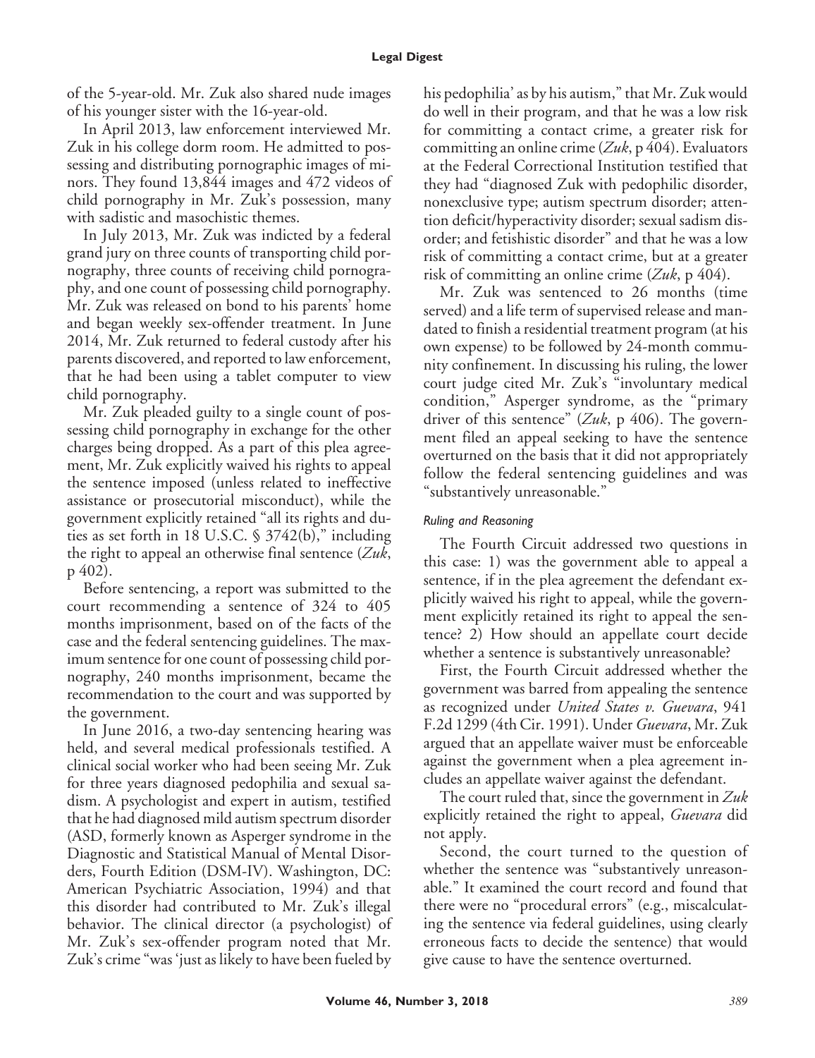of the 5-year-old. Mr. Zuk also shared nude images of his younger sister with the 16-year-old.

In April 2013, law enforcement interviewed Mr. Zuk in his college dorm room. He admitted to possessing and distributing pornographic images of minors. They found 13,844 images and 472 videos of child pornography in Mr. Zuk's possession, many with sadistic and masochistic themes.

In July 2013, Mr. Zuk was indicted by a federal grand jury on three counts of transporting child pornography, three counts of receiving child pornography, and one count of possessing child pornography. Mr. Zuk was released on bond to his parents' home and began weekly sex-offender treatment. In June 2014, Mr. Zuk returned to federal custody after his parents discovered, and reported to law enforcement, that he had been using a tablet computer to view child pornography.

Mr. Zuk pleaded guilty to a single count of possessing child pornography in exchange for the other charges being dropped. As a part of this plea agreement, Mr. Zuk explicitly waived his rights to appeal the sentence imposed (unless related to ineffective assistance or prosecutorial misconduct), while the government explicitly retained "all its rights and duties as set forth in 18 U.S.C. § 3742(b)," including the right to appeal an otherwise final sentence (*Zuk*, p 402).

Before sentencing, a report was submitted to the court recommending a sentence of 324 to 405 months imprisonment, based on of the facts of the case and the federal sentencing guidelines. The maximum sentence for one count of possessing child pornography, 240 months imprisonment, became the recommendation to the court and was supported by the government.

In June 2016, a two-day sentencing hearing was held, and several medical professionals testified. A clinical social worker who had been seeing Mr. Zuk for three years diagnosed pedophilia and sexual sadism. A psychologist and expert in autism, testified that he had diagnosed mild autism spectrum disorder (ASD, formerly known as Asperger syndrome in the Diagnostic and Statistical Manual of Mental Disorders, Fourth Edition (DSM-IV). Washington, DC: American Psychiatric Association, 1994) and that this disorder had contributed to Mr. Zuk's illegal behavior. The clinical director (a psychologist) of Mr. Zuk's sex-offender program noted that Mr. Zuk's crime "was 'just as likely to have been fueled by his pedophilia' as by his autism," that Mr. Zuk would do well in their program, and that he was a low risk for committing a contact crime, a greater risk for committing an online crime (*Zuk*, p 404). Evaluators at the Federal Correctional Institution testified that they had "diagnosed Zuk with pedophilic disorder, nonexclusive type; autism spectrum disorder; attention deficit/hyperactivity disorder; sexual sadism disorder; and fetishistic disorder" and that he was a low risk of committing a contact crime, but at a greater risk of committing an online crime (*Zuk*, p 404).

Mr. Zuk was sentenced to 26 months (time served) and a life term of supervised release and mandated to finish a residential treatment program (at his own expense) to be followed by 24-month community confinement. In discussing his ruling, the lower court judge cited Mr. Zuk's "involuntary medical condition," Asperger syndrome, as the "primary driver of this sentence" (*Zuk*, p 406). The government filed an appeal seeking to have the sentence overturned on the basis that it did not appropriately follow the federal sentencing guidelines and was "substantively unreasonable."

### *Ruling and Reasoning*

The Fourth Circuit addressed two questions in this case: 1) was the government able to appeal a sentence, if in the plea agreement the defendant explicitly waived his right to appeal, while the government explicitly retained its right to appeal the sentence? 2) How should an appellate court decide whether a sentence is substantively unreasonable?

First, the Fourth Circuit addressed whether the government was barred from appealing the sentence as recognized under *United States v. Guevara*, 941 F.2d 1299 (4th Cir. 1991). Under *Guevara*, Mr. Zuk argued that an appellate waiver must be enforceable against the government when a plea agreement includes an appellate waiver against the defendant.

The court ruled that, since the government in *Zuk* explicitly retained the right to appeal, *Guevara* did not apply.

Second, the court turned to the question of whether the sentence was "substantively unreasonable." It examined the court record and found that there were no "procedural errors" (e.g., miscalculating the sentence via federal guidelines, using clearly erroneous facts to decide the sentence) that would give cause to have the sentence overturned.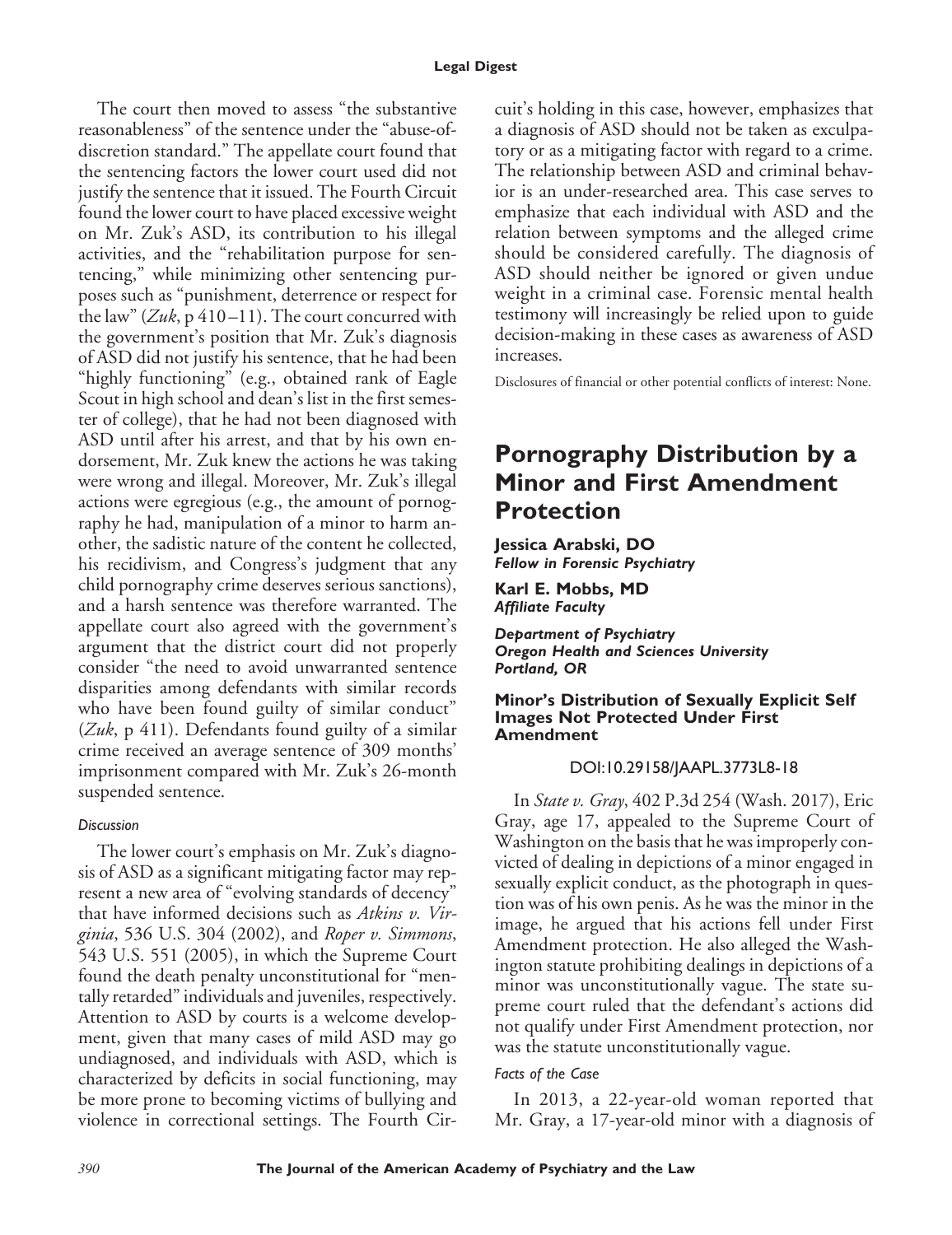The court then moved to assess "the substantive reasonableness" of the sentence under the "abuse-of-discretion standard." The appellate court found that the sentencing factors the lower court used did not justify the sentence that it issued. The Fourth Circuit found the lower court to have placed excessive weight on Mr. Zuk's ASD, its contribution to his illegal activities, and the "rehabilitation purpose for sentencing," while minimizing other sentencing purposes such as "punishment, deterrence or respect for the law" (*Zuk*, p 410–11). The court concurred with the government's position that Mr. Zuk's diagnosis of ASD did not justify his sentence, that he had been "highly functioning" (e.g., obtained rank of Eagle Scout in high school and dean's list in the first semester of college), that he had not been diagnosed with ASD until after his arrest, and that by his own endorsement, Mr. Zuk knew the actions he was taking were wrong and illegal. Moreover, Mr. Zuk's illegal actions were egregious (e.g., the amount of pornography he had, manipulation of a minor to harm another, the sadistic nature of the content he collected, his recidivism, and Congress's judgment that any child pornography crime deserves serious sanctions), and a harsh sentence was therefore warranted. The appellate court also agreed with the government's argument that the district court did not properly consider "the need to avoid unwarranted sentence disparities among defendants with similar records who have been found guilty of similar conduct" (*Zuk*, p 411). Defendants found guilty of a similar crime received an average sentence of 309 months' imprisonment compared with Mr. Zuk's 26-month suspended sentence.

### *Discussion*

The lower court's emphasis on Mr. Zuk's diagnosis of ASD as a significant mitigating factor may represent a new area of "evolving standards of decency" that have informed decisions such as *Atkins v. Virginia*, 536 U.S. 304 (2002), and *Roper v. Simmons*, 543 U.S. 551 (2005), in which the Supreme Court found the death penalty unconstitutional for "mentally retarded" individuals and juveniles, respectively. Attention to ASD by courts is a welcome development, given that many cases of mild ASD may go undiagnosed, and individuals with ASD, which is characterized by deficits in social functioning, may be more prone to becoming victims of bullying and violence in correctional settings. The Fourth Circuit's holding in this case, however, emphasizes that a diagnosis of ASD should not be taken as exculpatory or as a mitigating factor with regard to a crime. The relationship between ASD and criminal behavior is an under-researched area. This case serves to emphasize that each individual with ASD and the relation between symptoms and the alleged crime should be considered carefully. The diagnosis of ASD should neither be ignored or given undue weight in a criminal case. Forensic mental health testimony will increasingly be relied upon to guide decision-making in these cases as awareness of ASD increases.

Disclosures of financial or other potential conflicts of interest: None.

## Pornography Distribution by a Minor and First Amendment Protection

**Jessica Arabski, DO**
***Fellow in Forensic Psychiatry***

**Karl E. Mobbs, MD**
***Affiliate Faculty***

***Department of Psychiatry***
***Oregon Health and Sciences University***
***Portland, OR***

### Minor's Distribution of Sexually Explicit Self Images Not Protected Under First Amendment

DOI:10.29158/JAAPL.3773L8-18

In *State v. Gray*, 402 P.3d 254 (Wash. 2017), Eric Gray, age 17, appealed to the Supreme Court of Washington on the basis that he was improperly convicted of dealing in depictions of a minor engaged in sexually explicit conduct, as the photograph in question was of his own penis. As he was the minor in the image, he argued that his actions fell under First Amendment protection. He also alleged the Washington statute prohibiting dealings in depictions of a minor was unconstitutionally vague. The state supreme court ruled that the defendant's actions did not qualify under First Amendment protection, nor was the statute unconstitutionally vague.

### *Facts of the Case*

In 2013, a 22-year-old woman reported that Mr. Gray, a 17-year-old minor with a diagnosis of